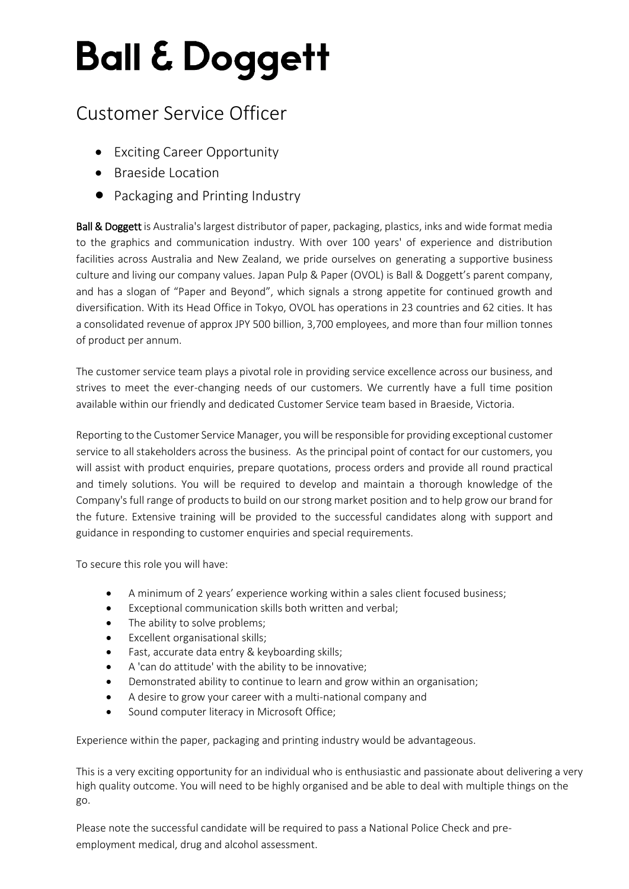# Ball & Doggett

## Customer Service Officer

- Exciting Career Opportunity
- Braeside Location
- Packaging and Printing Industry

**Ball & Doggett** is Australia's largest distributor of paper, packaging, plastics, inks and wide format media to the graphics and communication industry. With over 100 years' of experience and distribution facilities across Australia and New Zealand, we pride ourselves on generating a supportive business culture and living our company values. Japan Pulp & Paper (OVOL) is Ball & Doggett's parent company, and has a slogan of "Paper and Beyond", which signals a strong appetite for continued growth and diversification. With its Head Office in Tokyo, OVOL has operations in 23 countries and 62 cities. It has a consolidated revenue of approx JPY 500 billion, 3,700 employees, and more than four million tonnes of product per annum.

The customer service team plays a pivotal role in providing service excellence across our business, and strives to meet the ever-changing needs of our customers. We currently have a full time position available within our friendly and dedicated Customer Service team based in Braeside, Victoria.

Reporting to the Customer Service Manager, you will be responsible for providing exceptional customer service to all stakeholders across the business. As the principal point of contact for our customers, you will assist with product enquiries, prepare quotations, process orders and provide all round practical and timely solutions. You will be required to develop and maintain a thorough knowledge of the Company's full range of products to build on our strong market position and to help grow our brand for the future. Extensive training will be provided to the successful candidates along with support and guidance in responding to customer enquiries and special requirements.

To secure this role you will have:

- A minimum of 2 years' experience working within a sales client focused business;
- Exceptional communication skills both written and verbal;
- The ability to solve problems;
- Excellent organisational skills;
- Fast, accurate data entry & keyboarding skills;
- A 'can do attitude' with the ability to be innovative;
- Demonstrated ability to continue to learn and grow within an organisation;
- A desire to grow your career with a multi-national company and
- Sound computer literacy in Microsoft Office;

Experience within the paper, packaging and printing industry would be advantageous.

This is a very exciting opportunity for an individual who is enthusiastic and passionate about delivering a very high quality outcome. You will need to be highly organised and be able to deal with multiple things on the go.

Please note the successful candidate will be required to pass a National Police Check and pre-employment medical, drug and alcohol assessment.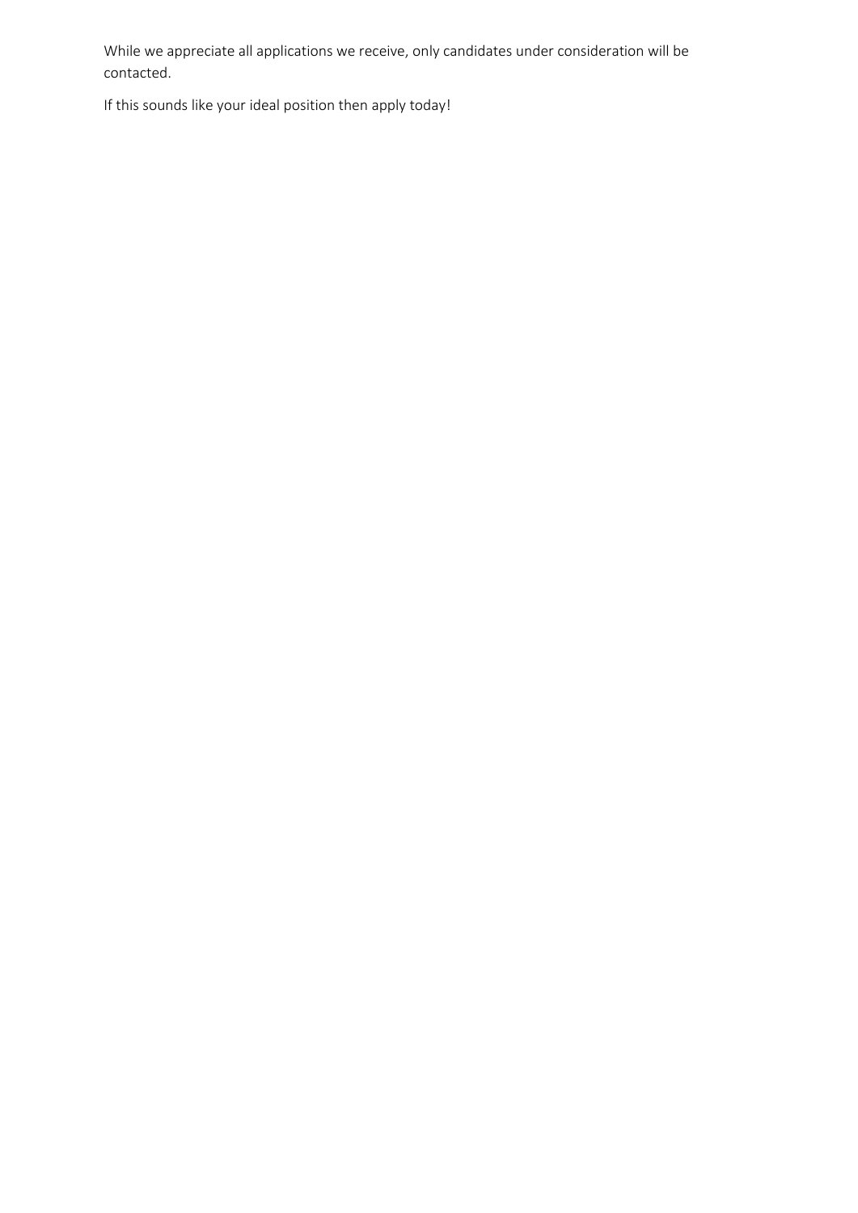While we appreciate all applications we receive, only candidates under consideration will be contacted.

If this sounds like your ideal position then apply today!